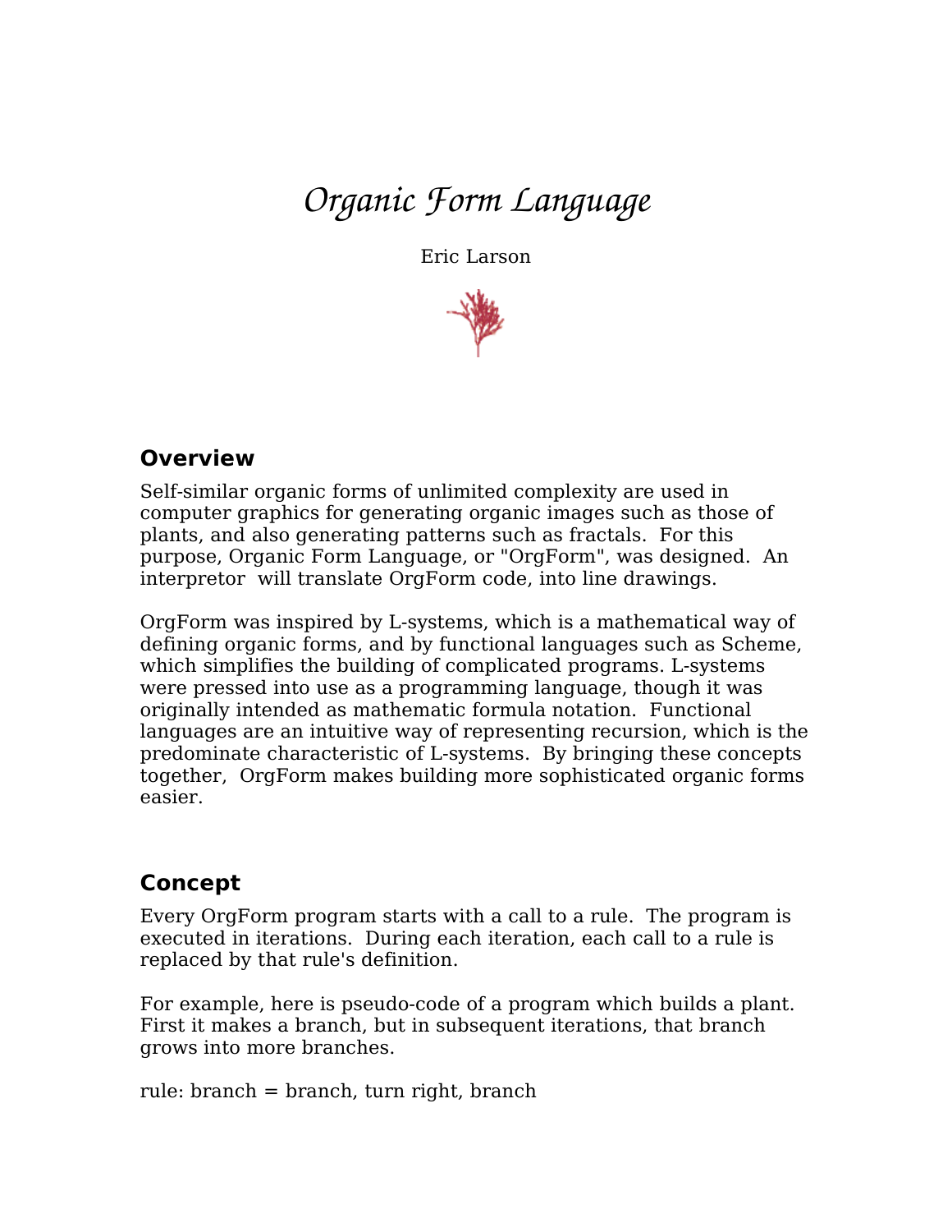# *Organic Form Language*

Eric Larson

## Overview

Self-similar organic forms of unlimited complexity are used in computer graphics for generating organic images such as those of plants, and also generating patterns such as fractals. For this purpose, Organic Form Language, or "OrgForm", was designed. An interpretor will translate OrgForm code, into line drawings.

OrgForm was inspired by L-systems, which is a mathematical way of defining organic forms, and by functional languages such as Scheme, which simplifies the building of complicated programs. L-systems were pressed into use as a programming language, though it was originally intended as mathematic formula notation. Functional languages are an intuitive way of representing recursion, which is the predominate characteristic of L-systems. By bringing these concepts together, OrgForm makes building more sophisticated organic forms easier.

## Concept

Every OrgForm program starts with a call to a rule. The program is executed in iterations. During each iteration, each call to a rule is replaced by that rule's definition.

For example, here is pseudo-code of a program which builds a plant. First it makes a branch, but in subsequent iterations, that branch grows into more branches.

rule: branch = branch, turn right, branch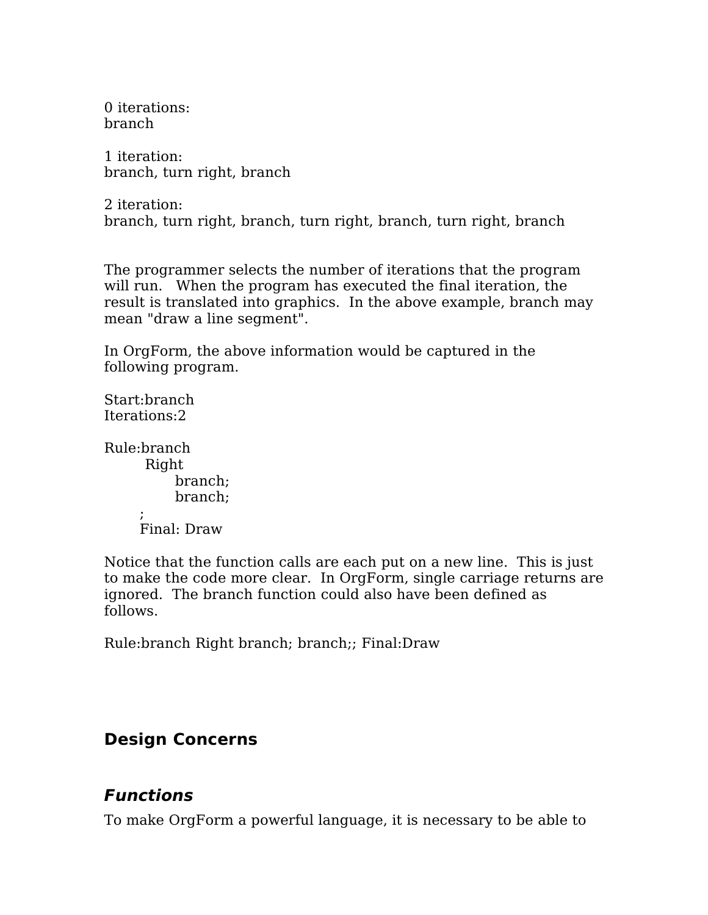0 iterations:
branch

1 iteration:
branch, turn right, branch

2 iteration:
branch, turn right, branch, turn right, branch, turn right, branch

The programmer selects the number of iterations that the program will run. When the program has executed the final iteration, the result is translated into graphics. In the above example, branch may mean "draw a line segment".

In OrgForm, the above information would be captured in the following program.

```
Start:branch
Iterations:2

Rule:branch
     Right
         branch;
         branch;
    ;
    Final: Draw
```

Notice that the function calls are each put on a new line. This is just to make the code more clear. In OrgForm, single carriage returns are ignored. The branch function could also have been defined as follows.

```
Rule:branch Right branch; branch;; Final:Draw
```

## Design Concerns

### *Functions*

To make OrgForm a powerful language, it is necessary to be able to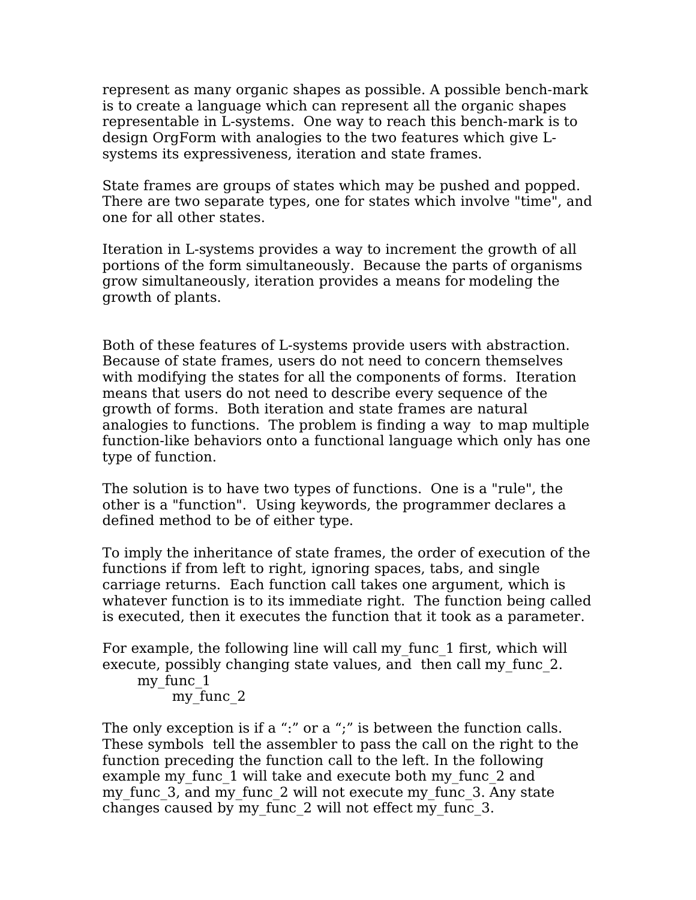represent as many organic shapes as possible. A possible bench-mark is to create a language which can represent all the organic shapes representable in L-systems. One way to reach this bench-mark is to design OrgForm with analogies to the two features which give L-systems its expressiveness, iteration and state frames.

State frames are groups of states which may be pushed and popped. There are two separate types, one for states which involve "time", and one for all other states.

Iteration in L-systems provides a way to increment the growth of all portions of the form simultaneously. Because the parts of organisms grow simultaneously, iteration provides a means for modeling the growth of plants.

Both of these features of L-systems provide users with abstraction. Because of state frames, users do not need to concern themselves with modifying the states for all the components of forms. Iteration means that users do not need to describe every sequence of the growth of forms. Both iteration and state frames are natural analogies to functions. The problem is finding a way to map multiple function-like behaviors onto a functional language which only has one type of function.

The solution is to have two types of functions. One is a "rule", the other is a "function". Using keywords, the programmer declares a defined method to be of either type.

To imply the inheritance of state frames, the order of execution of the functions if from left to right, ignoring spaces, tabs, and single carriage returns. Each function call takes one argument, which is whatever function is to its immediate right. The function being called is executed, then it executes the function that it took as a parameter.

For example, the following line will call my_func_1 first, which will execute, possibly changing state values, and then call my_func_2.

```
my_func_1
        my_func_2
```

The only exception is if a ":" or a ";" is between the function calls. These symbols tell the assembler to pass the call on the right to the function preceding the function call to the left. In the following example my_func_1 will take and execute both my_func_2 and my_func_3, and my_func_2 will not execute my_func_3. Any state changes caused by my_func_2 will not effect my_func_3.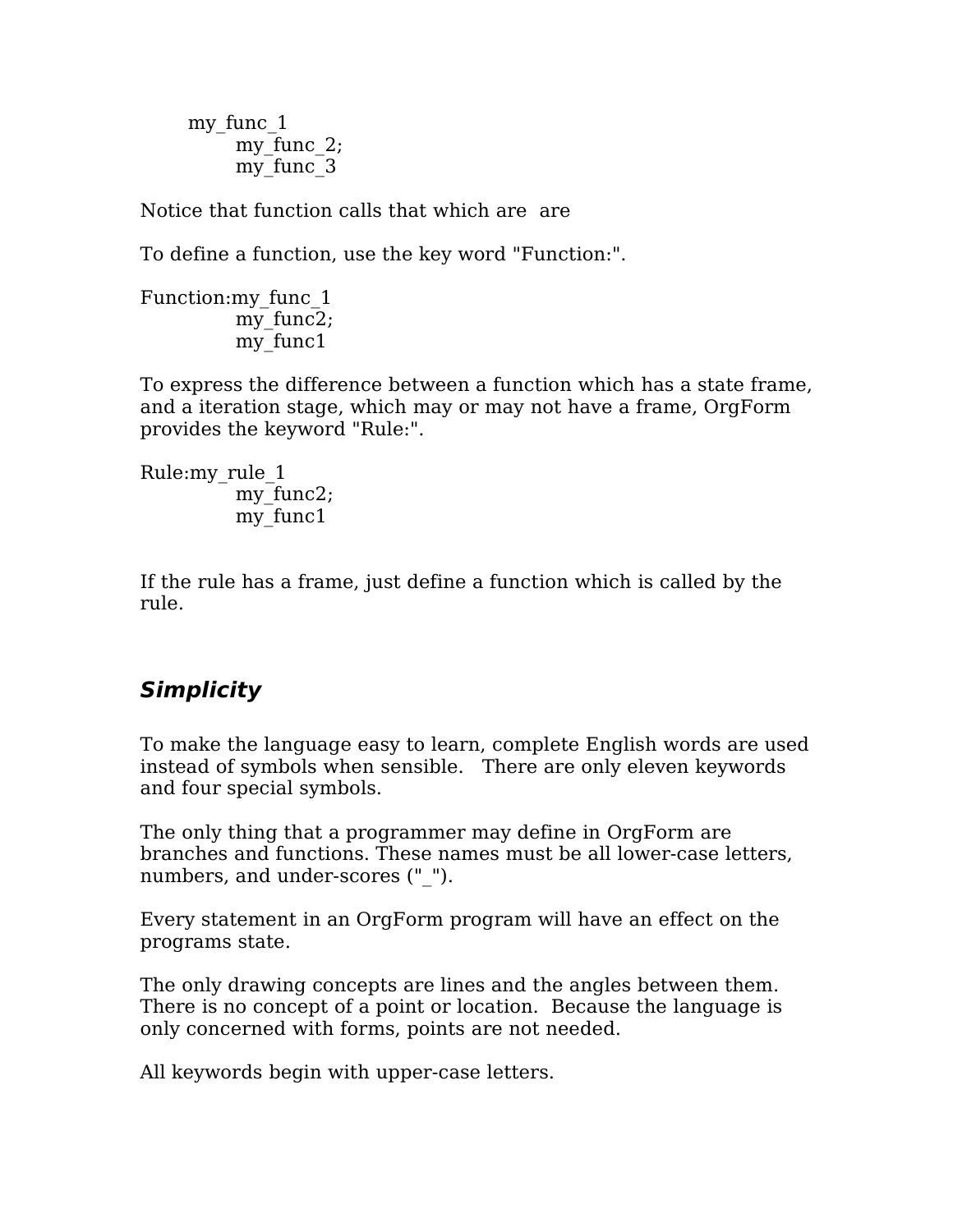```
my_func_1
        my_func_2;
        my_func_3
```

Notice that function calls that which are  are

To define a function, use the key word "Function:".

```
Function:my_func_1
            my_func2;
            my_func1
```

To express the difference between a function which has a state frame, and a iteration stage, which may or may not have a frame, OrgForm provides the keyword "Rule:".

```
Rule:my_rule_1
            my_func2;
            my_func1
```

If the rule has a frame, just define a function which is called by the rule.

## *Simplicity*

To make the language easy to learn, complete English words are used instead of symbols when sensible.   There are only eleven keywords and four special symbols.

The only thing that a programmer may define in OrgForm are branches and functions. These names must be all lower-case letters, numbers, and under-scores ("_").

Every statement in an OrgForm program will have an effect on the programs state.

The only drawing concepts are lines and the angles between them. There is no concept of a point or location.  Because the language is only concerned with forms, points are not needed.

All keywords begin with upper-case letters.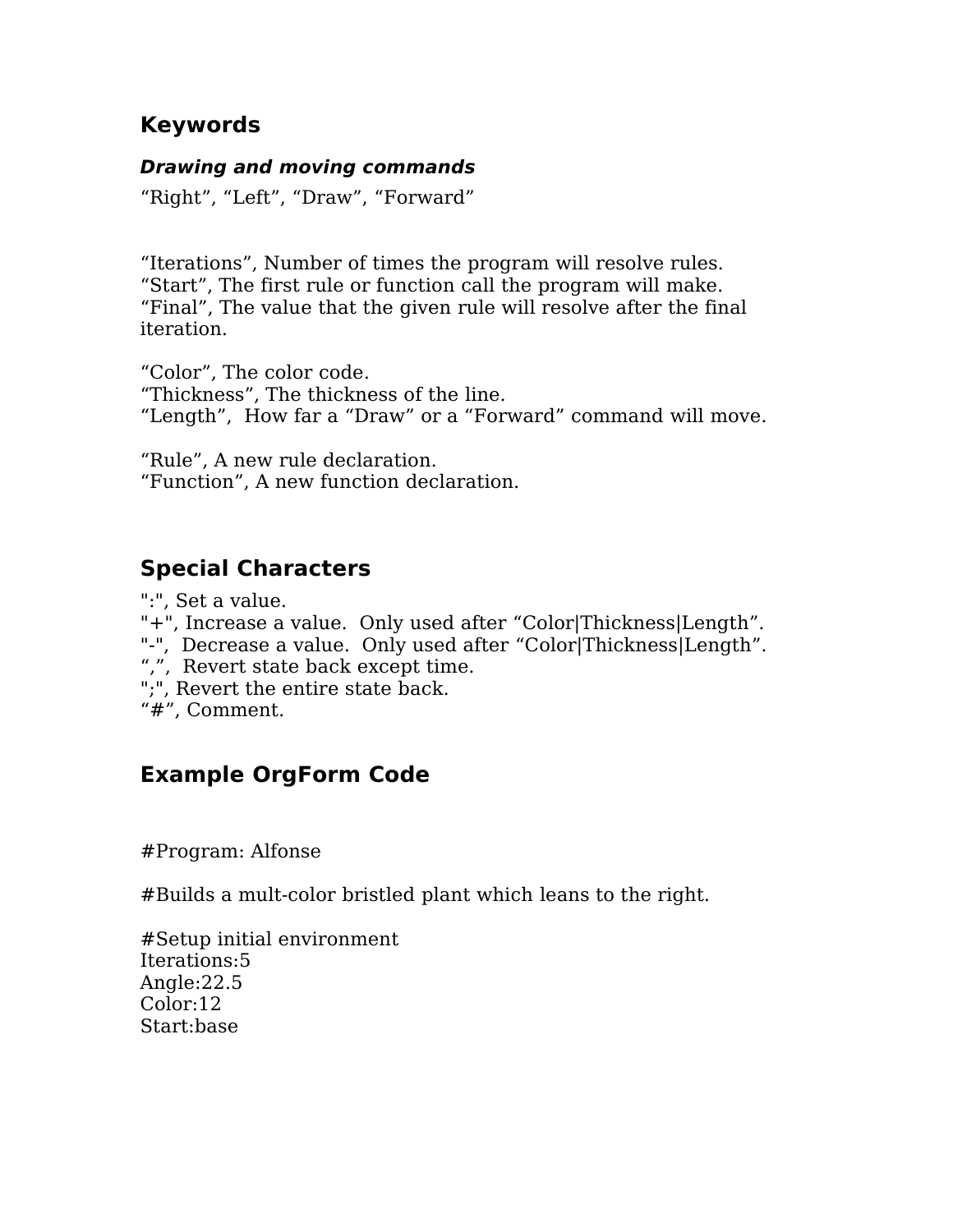## Keywords

### *Drawing and moving commands*

"Right", "Left", "Draw", "Forward"

"Iterations", Number of times the program will resolve rules.
"Start", The first rule or function call the program will make.
"Final", The value that the given rule will resolve after the final iteration.

"Color", The color code.
"Thickness", The thickness of the line.
"Length", How far a "Draw" or a "Forward" command will move.

"Rule", A new rule declaration.
"Function", A new function declaration.

## Special Characters

":", Set a value.
"+", Increase a value. Only used after "Color|Thickness|Length".
"-", Decrease a value. Only used after "Color|Thickness|Length".
",", Revert state back except time.
";", Revert the entire state back.
"#", Comment.

## Example OrgForm Code

```
#Program: Alfonse

#Builds a mult-color bristled plant which leans to the right.

#Setup initial environment
Iterations:5
Angle:22.5
Color:12
Start:base
```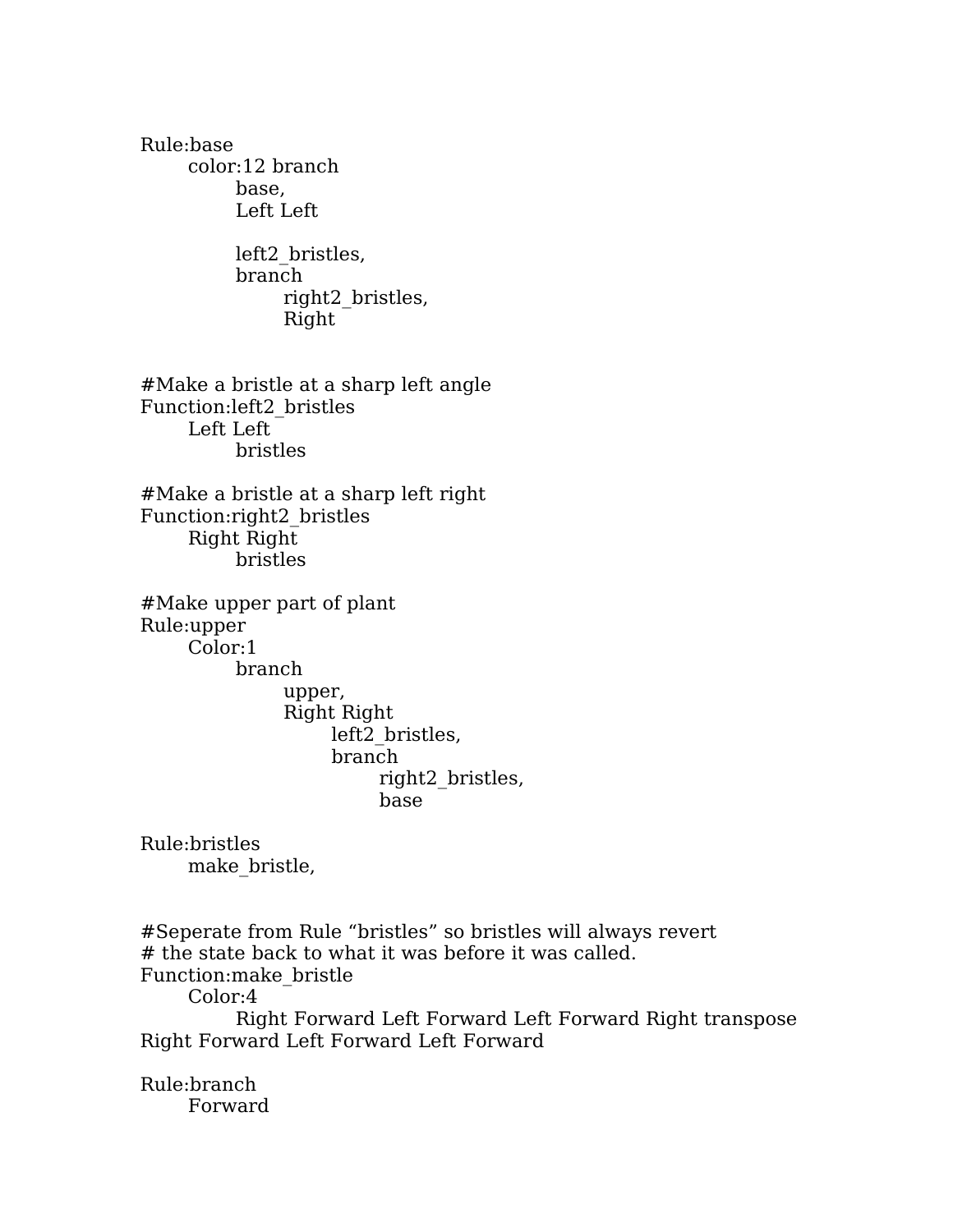```
Rule:base
	color:12 branch
		base,
		Left Left

		left2_bristles,
		branch
			right2_bristles,
			Right


#Make a bristle at a sharp left angle
Function:left2_bristles
	Left Left
		bristles

#Make a bristle at a sharp left right
Function:right2_bristles
	Right Right
		bristles

#Make upper part of plant
Rule:upper
	Color:1
		branch
			upper,
			Right Right
				left2_bristles,
				branch
					right2_bristles,
					base

Rule:bristles
	make_bristle,


#Seperate from Rule “bristles” so bristles will always revert
# the state back to what it was before it was called.
Function:make_bristle
	Color:4
		Right Forward Left Forward Left Forward Right transpose
Right Forward Left Forward Left Forward

Rule:branch
	Forward
```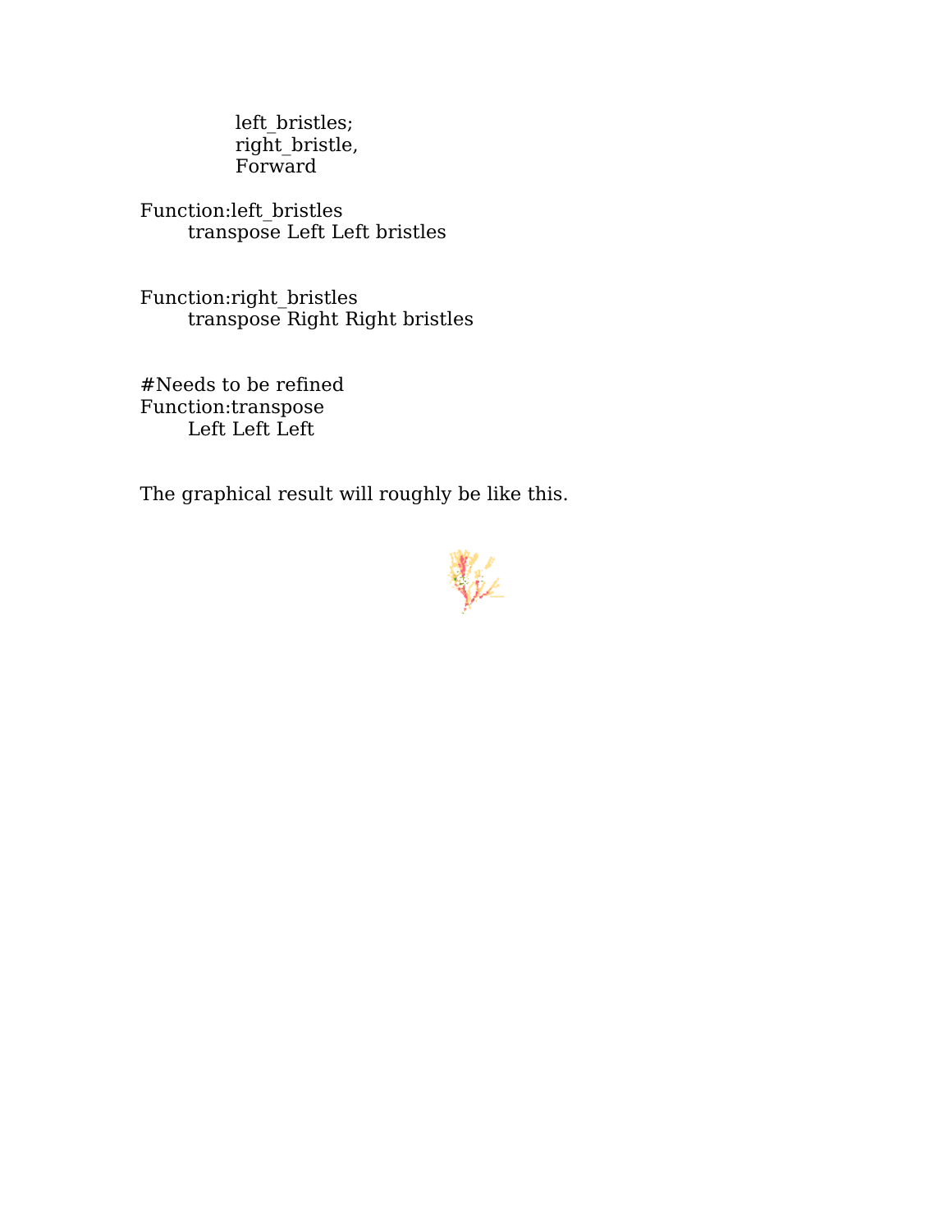```
        left_bristles;
        right_bristle,
        Forward

Function:left_bristles
    transpose Left Left bristles


Function:right_bristles
    transpose Right Right bristles


#Needs to be refined
Function:transpose
    Left Left Left
```

The graphical result will roughly be like this.